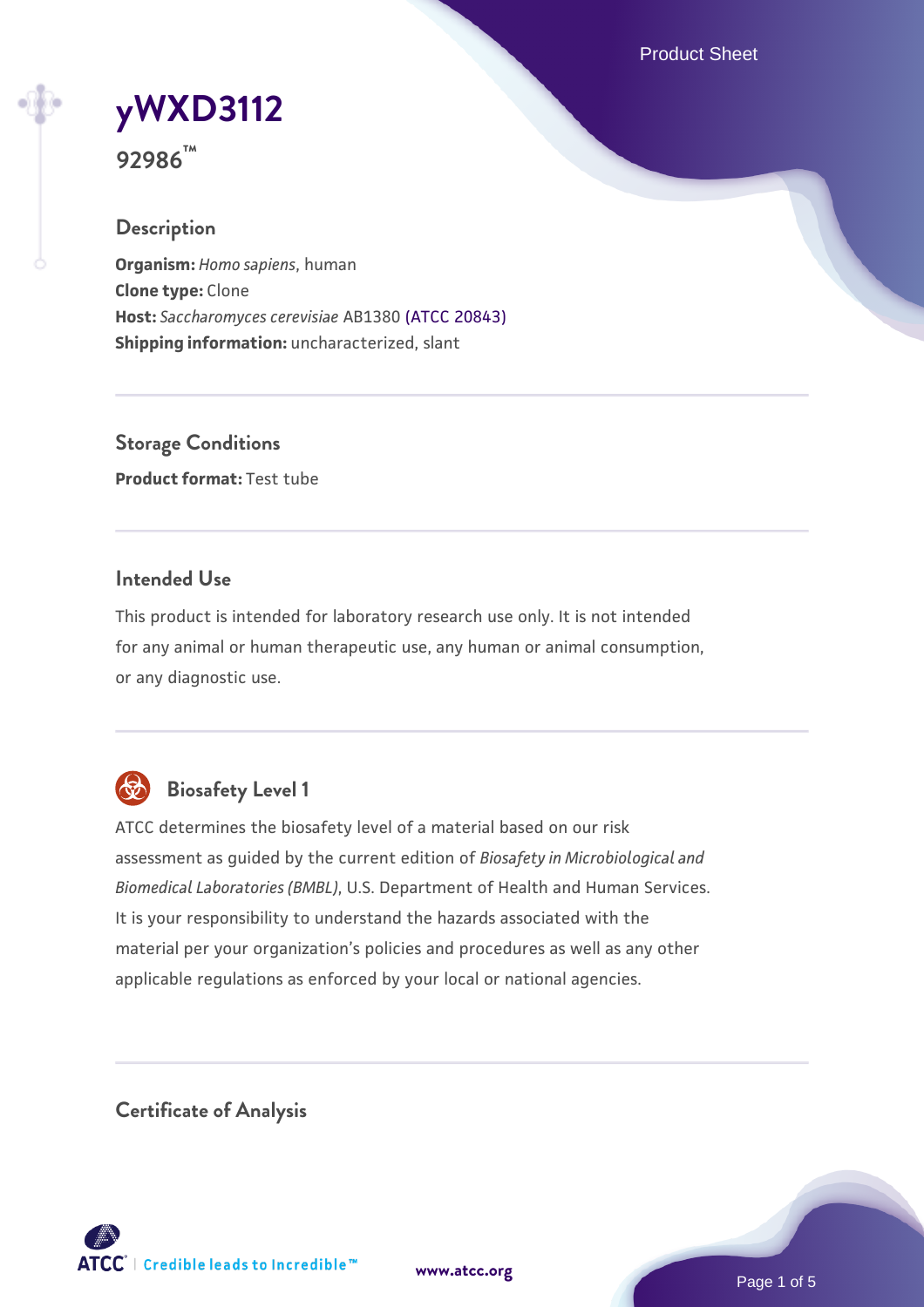# yWXD3112

**92986™**

## Description

**Organism:** *Homo sapiens*, human
**Clone type:** Clone
**Host:** *Saccharomyces cerevisiae* AB1380 (ATCC 20843)
**Shipping information:** uncharacterized, slant

## Storage Conditions

**Product format:** Test tube

## Intended Use

This product is intended for laboratory research use only. It is not intended for any animal or human therapeutic use, any human or animal consumption, or any diagnostic use.

## Biosafety Level 1

ATCC determines the biosafety level of a material based on our risk assessment as guided by the current edition of *Biosafety in Microbiological and Biomedical Laboratories (BMBL)*, U.S. Department of Health and Human Services. It is your responsibility to understand the hazards associated with the material per your organization's policies and procedures as well as any other applicable regulations as enforced by your local or national agencies.

## Certificate of Analysis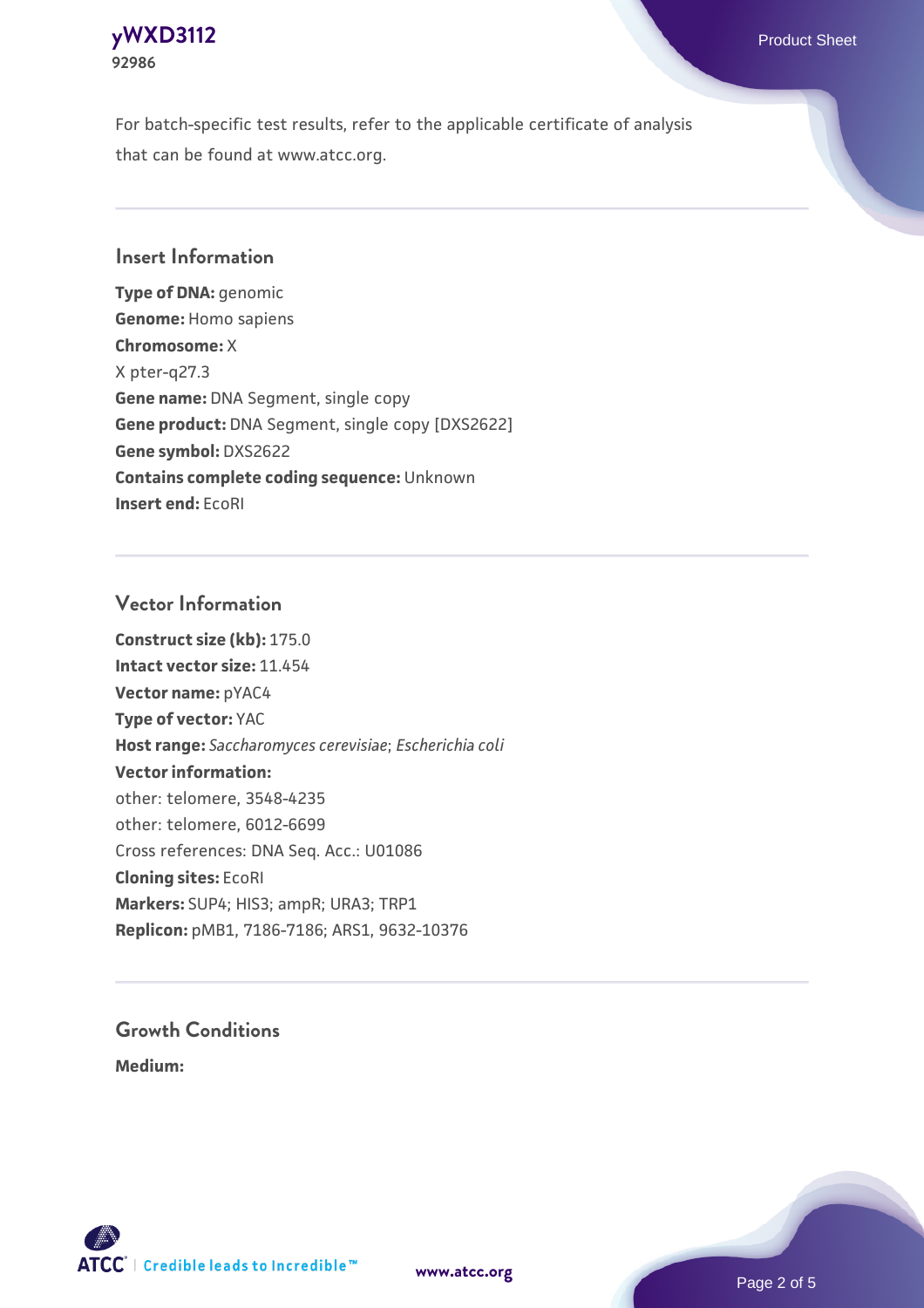For batch-specific test results, refer to the applicable certificate of analysis that can be found at www.atcc.org.

## Insert Information

**Type of DNA:** genomic
**Genome:** Homo sapiens
**Chromosome:** X
X pter-q27.3
**Gene name:** DNA Segment, single copy
**Gene product:** DNA Segment, single copy [DXS2622]
**Gene symbol:** DXS2622
**Contains complete coding sequence:** Unknown
**Insert end:** EcoRI

## Vector Information

**Construct size (kb):** 175.0
**Intact vector size:** 11.454
**Vector name:** pYAC4
**Type of vector:** YAC
**Host range:** *Saccharomyces cerevisiae*; *Escherichia coli*
**Vector information:**
other: telomere, 3548-4235
other: telomere, 6012-6699
Cross references: DNA Seq. Acc.: U01086
**Cloning sites:** EcoRI
**Markers:** SUP4; HIS3; ampR; URA3; TRP1
**Replicon:** pMB1, 7186-7186; ARS1, 9632-10376

## Growth Conditions

**Medium:**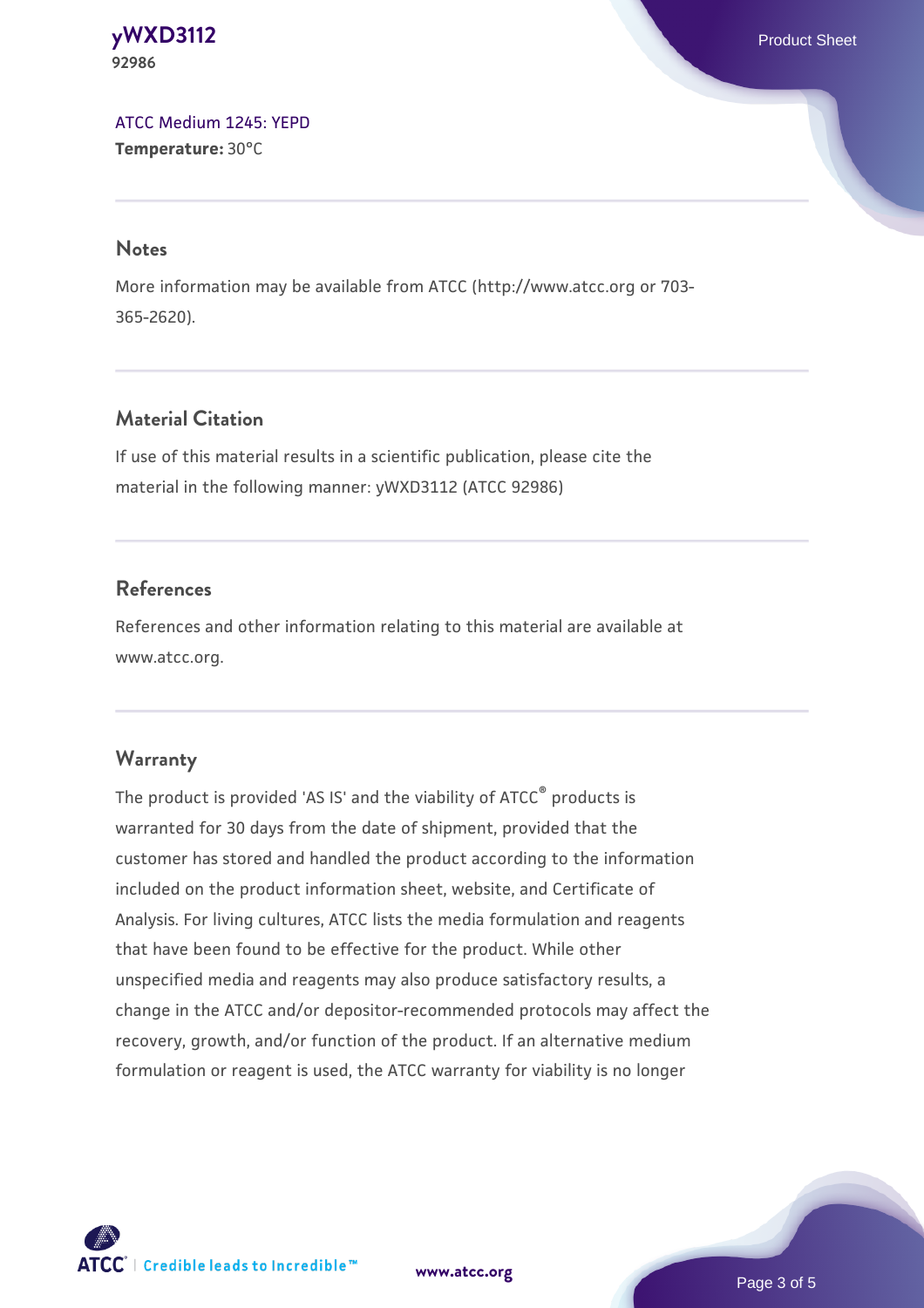ATCC Medium 1245: YEPD
**Temperature:** 30°C

## Notes

More information may be available from ATCC (http://www.atcc.org or 703-365-2620).

## Material Citation

If use of this material results in a scientific publication, please cite the material in the following manner: yWXD3112 (ATCC 92986)

## References

References and other information relating to this material are available at www.atcc.org.

## Warranty

The product is provided 'AS IS' and the viability of ATCC® products is warranted for 30 days from the date of shipment, provided that the customer has stored and handled the product according to the information included on the product information sheet, website, and Certificate of Analysis. For living cultures, ATCC lists the media formulation and reagents that have been found to be effective for the product. While other unspecified media and reagents may also produce satisfactory results, a change in the ATCC and/or depositor-recommended protocols may affect the recovery, growth, and/or function of the product. If an alternative medium formulation or reagent is used, the ATCC warranty for viability is no longer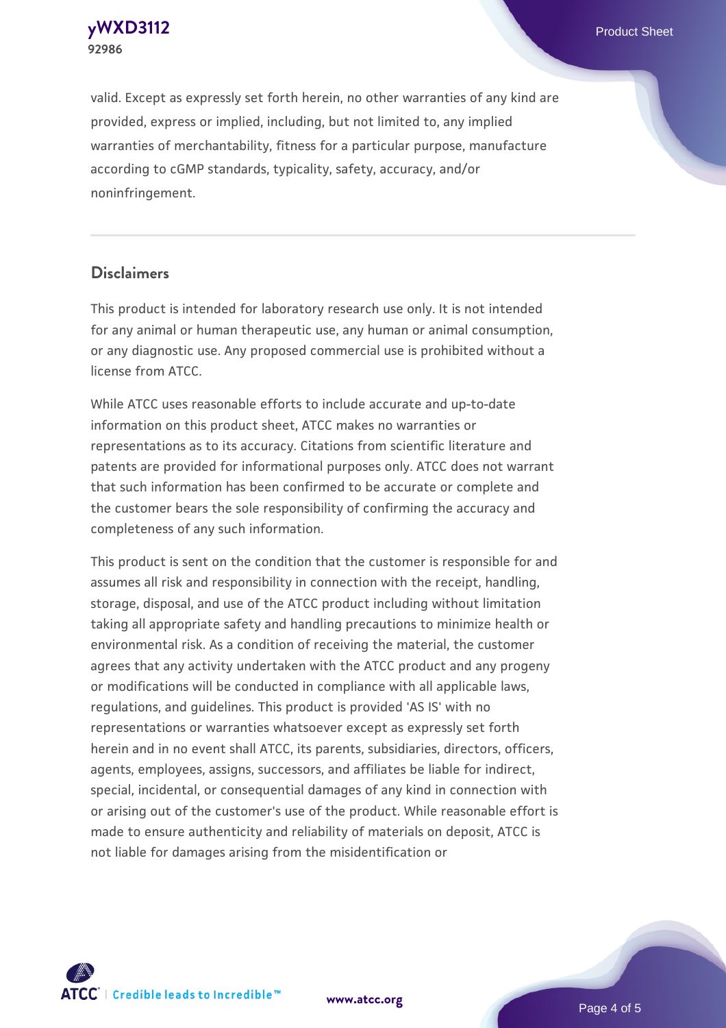valid. Except as expressly set forth herein, no other warranties of any kind are provided, express or implied, including, but not limited to, any implied warranties of merchantability, fitness for a particular purpose, manufacture according to cGMP standards, typicality, safety, accuracy, and/or noninfringement.

## Disclaimers

This product is intended for laboratory research use only. It is not intended for any animal or human therapeutic use, any human or animal consumption, or any diagnostic use. Any proposed commercial use is prohibited without a license from ATCC.

While ATCC uses reasonable efforts to include accurate and up-to-date information on this product sheet, ATCC makes no warranties or representations as to its accuracy. Citations from scientific literature and patents are provided for informational purposes only. ATCC does not warrant that such information has been confirmed to be accurate or complete and the customer bears the sole responsibility of confirming the accuracy and completeness of any such information.

This product is sent on the condition that the customer is responsible for and assumes all risk and responsibility in connection with the receipt, handling, storage, disposal, and use of the ATCC product including without limitation taking all appropriate safety and handling precautions to minimize health or environmental risk. As a condition of receiving the material, the customer agrees that any activity undertaken with the ATCC product and any progeny or modifications will be conducted in compliance with all applicable laws, regulations, and guidelines. This product is provided 'AS IS' with no representations or warranties whatsoever except as expressly set forth herein and in no event shall ATCC, its parents, subsidiaries, directors, officers, agents, employees, assigns, successors, and affiliates be liable for indirect, special, incidental, or consequential damages of any kind in connection with or arising out of the customer's use of the product. While reasonable effort is made to ensure authenticity and reliability of materials on deposit, ATCC is not liable for damages arising from the misidentification or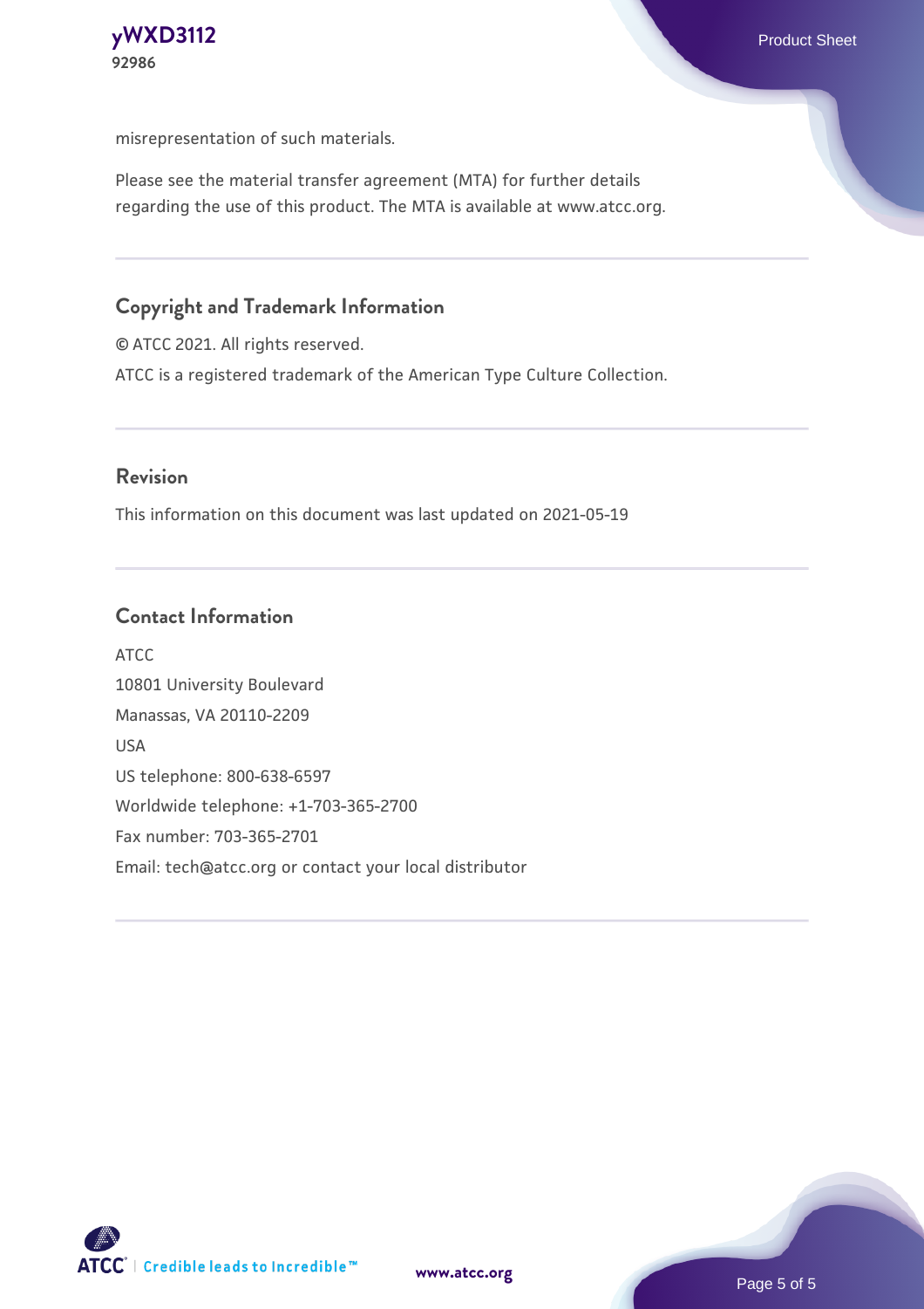misrepresentation of such materials.

Please see the material transfer agreement (MTA) for further details regarding the use of this product. The MTA is available at www.atcc.org.

## Copyright and Trademark Information

© ATCC 2021. All rights reserved.

ATCC is a registered trademark of the American Type Culture Collection.

## Revision

This information on this document was last updated on 2021-05-19

## Contact Information

ATCC
10801 University Boulevard
Manassas, VA 20110-2209
USA
US telephone: 800-638-6597
Worldwide telephone: +1-703-365-2700
Fax number: 703-365-2701
Email: tech@atcc.org or contact your local distributor